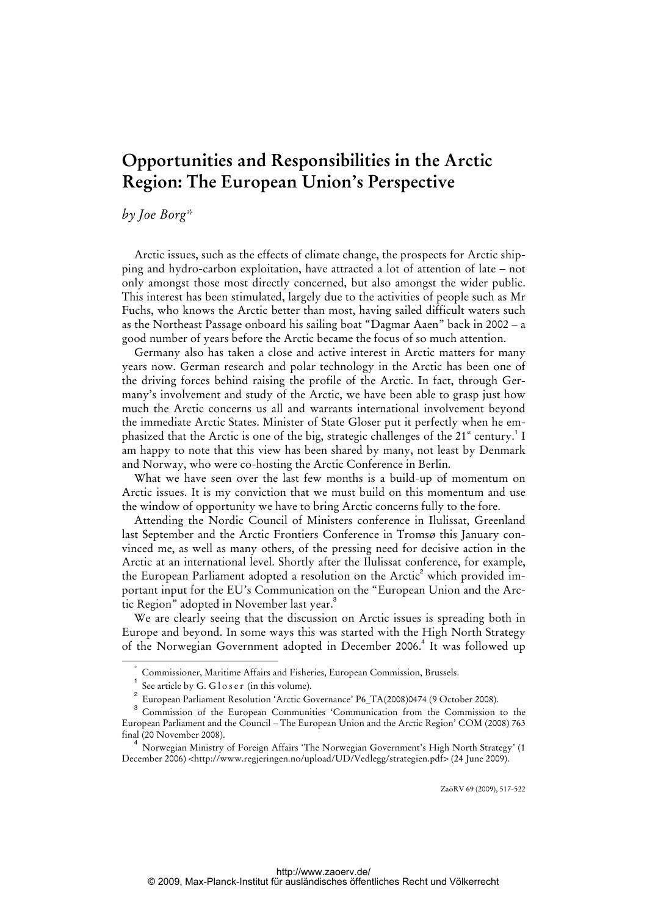# Opportunities and Responsibilities in the Arctic Region: The European Union's Perspective

*by Joe Borg**

Arctic issues, such as the effects of climate change, the prospects for Arctic shipping and hydro-carbon exploitation, have attracted a lot of attention of late – not only amongst those most directly concerned, but also amongst the wider public. This interest has been stimulated, largely due to the activities of people such as Mr Fuchs, who knows the Arctic better than most, having sailed difficult waters such as the Northeast Passage onboard his sailing boat "Dagmar Aaen" back in 2002 – a good number of years before the Arctic became the focus of so much attention.

Germany also has taken a close and active interest in Arctic matters for many years now. German research and polar technology in the Arctic has been one of the driving forces behind raising the profile of the Arctic. In fact, through Germany's involvement and study of the Arctic, we have been able to grasp just how much the Arctic concerns us all and warrants international involvement beyond the immediate Arctic States. Minister of State Gloser put it perfectly when he emphasized that the Arctic is one of the big, strategic challenges of the 21st century.[1] I am happy to note that this view has been shared by many, not least by Denmark and Norway, who were co-hosting the Arctic Conference in Berlin.

What we have seen over the last few months is a build-up of momentum on Arctic issues. It is my conviction that we must build on this momentum and use the window of opportunity we have to bring Arctic concerns fully to the fore.

Attending the Nordic Council of Ministers conference in Ilulissat, Greenland last September and the Arctic Frontiers Conference in Tromsø this January convinced me, as well as many others, of the pressing need for decisive action in the Arctic at an international level. Shortly after the Ilulissat conference, for example, the European Parliament adopted a resolution on the Arctic[2] which provided important input for the EU's Communication on the "European Union and the Arctic Region" adopted in November last year.[3]

We are clearly seeing that the discussion on Arctic issues is spreading both in Europe and beyond. In some ways this was started with the High North Strategy of the Norwegian Government adopted in December 2006.[4] It was followed up

---

\* Commissioner, Maritime Affairs and Fisheries, European Commission, Brussels.

[1] See article by G. Gloser (in this volume).

[2] European Parliament Resolution 'Arctic Governance' P6_TA(2008)0474 (9 October 2008).

[3] Commission of the European Communities 'Communication from the Commission to the European Parliament and the Council – The European Union and the Arctic Region' COM (2008) 763 final (20 November 2008).

[4] Norwegian Ministry of Foreign Affairs 'The Norwegian Government's High North Strategy' (1 December 2006) <http://www.regjeringen.no/upload/UD/Vedlegg/strategien.pdf> (24 June 2009).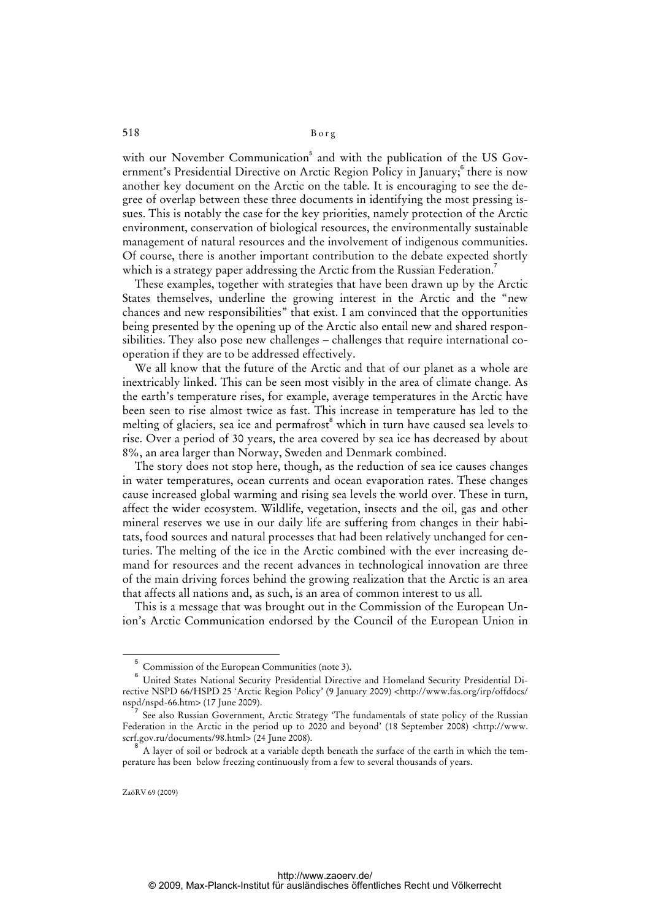with our November Communication[5] and with the publication of the US Government's Presidential Directive on Arctic Region Policy in January;[6] there is now another key document on the Arctic on the table. It is encouraging to see the degree of overlap between these three documents in identifying the most pressing issues. This is notably the case for the key priorities, namely protection of the Arctic environment, conservation of biological resources, the environmentally sustainable management of natural resources and the involvement of indigenous communities. Of course, there is another important contribution to the debate expected shortly which is a strategy paper addressing the Arctic from the Russian Federation.[7]

These examples, together with strategies that have been drawn up by the Arctic States themselves, underline the growing interest in the Arctic and the "new chances and new responsibilities" that exist. I am convinced that the opportunities being presented by the opening up of the Arctic also entail new and shared responsibilities. They also pose new challenges – challenges that require international cooperation if they are to be addressed effectively.

We all know that the future of the Arctic and that of our planet as a whole are inextricably linked. This can be seen most visibly in the area of climate change. As the earth's temperature rises, for example, average temperatures in the Arctic have been seen to rise almost twice as fast. This increase in temperature has led to the melting of glaciers, sea ice and permafrost[8] which in turn have caused sea levels to rise. Over a period of 30 years, the area covered by sea ice has decreased by about 8%, an area larger than Norway, Sweden and Denmark combined.

The story does not stop here, though, as the reduction of sea ice causes changes in water temperatures, ocean currents and ocean evaporation rates. These changes cause increased global warming and rising sea levels the world over. These in turn, affect the wider ecosystem. Wildlife, vegetation, insects and the oil, gas and other mineral reserves we use in our daily life are suffering from changes in their habitats, food sources and natural processes that had been relatively unchanged for centuries. The melting of the ice in the Arctic combined with the ever increasing demand for resources and the recent advances in technological innovation are three of the main driving forces behind the growing realization that the Arctic is an area that affects all nations and, as such, is an area of common interest to us all.

This is a message that was brought out in the Commission of the European Union's Arctic Communication endorsed by the Council of the European Union in

---

[5] Commission of the European Communities (note 3).

[6] United States National Security Presidential Directive and Homeland Security Presidential Directive NSPD 66/HSPD 25 'Arctic Region Policy' (9 January 2009) <http://www.fas.org/irp/offdocs/nspd/nspd-66.htm> (17 June 2009).

[7] See also Russian Government, Arctic Strategy 'The fundamentals of state policy of the Russian Federation in the Arctic in the period up to 2020 and beyond' (18 September 2008) <http://www.scrf.gov.ru/documents/98.html> (24 June 2008).

[8] A layer of soil or bedrock at a variable depth beneath the surface of the earth in which the temperature has been below freezing continuously from a few to several thousands of years.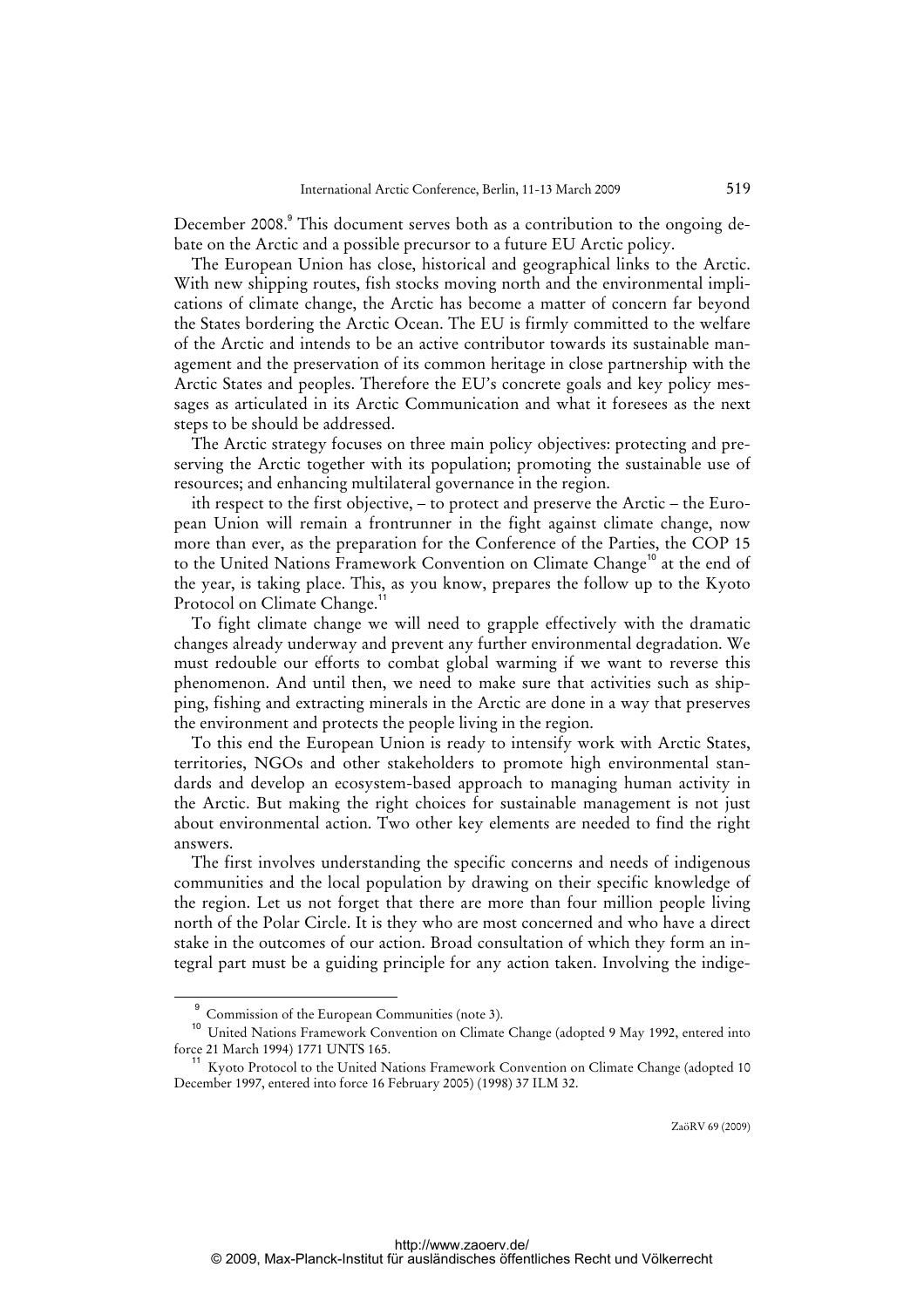December 2008.[9] This document serves both as a contribution to the ongoing debate on the Arctic and a possible precursor to a future EU Arctic policy.

The European Union has close, historical and geographical links to the Arctic. With new shipping routes, fish stocks moving north and the environmental implications of climate change, the Arctic has become a matter of concern far beyond the States bordering the Arctic Ocean. The EU is firmly committed to the welfare of the Arctic and intends to be an active contributor towards its sustainable management and the preservation of its common heritage in close partnership with the Arctic States and peoples. Therefore the EU's concrete goals and key policy messages as articulated in its Arctic Communication and what it foresees as the next steps to be should be addressed.

The Arctic strategy focuses on three main policy objectives: protecting and preserving the Arctic together with its population; promoting the sustainable use of resources; and enhancing multilateral governance in the region.

ith respect to the first objective, – to protect and preserve the Arctic – the European Union will remain a frontrunner in the fight against climate change, now more than ever, as the preparation for the Conference of the Parties, the COP 15 to the United Nations Framework Convention on Climate Change[10] at the end of the year, is taking place. This, as you know, prepares the follow up to the Kyoto Protocol on Climate Change.[11]

To fight climate change we will need to grapple effectively with the dramatic changes already underway and prevent any further environmental degradation. We must redouble our efforts to combat global warming if we want to reverse this phenomenon. And until then, we need to make sure that activities such as shipping, fishing and extracting minerals in the Arctic are done in a way that preserves the environment and protects the people living in the region.

To this end the European Union is ready to intensify work with Arctic States, territories, NGOs and other stakeholders to promote high environmental standards and develop an ecosystem-based approach to managing human activity in the Arctic. But making the right choices for sustainable management is not just about environmental action. Two other key elements are needed to find the right answers.

The first involves understanding the specific concerns and needs of indigenous communities and the local population by drawing on their specific knowledge of the region. Let us not forget that there are more than four million people living north of the Polar Circle. It is they who are most concerned and who have a direct stake in the outcomes of our action. Broad consultation of which they form an integral part must be a guiding principle for any action taken. Involving the indige-

---

[9] Commission of the European Communities (note 3).

[10] United Nations Framework Convention on Climate Change (adopted 9 May 1992, entered into force 21 March 1994) 1771 UNTS 165.

[11] Kyoto Protocol to the United Nations Framework Convention on Climate Change (adopted 10 December 1997, entered into force 16 February 2005) (1998) 37 ILM 32.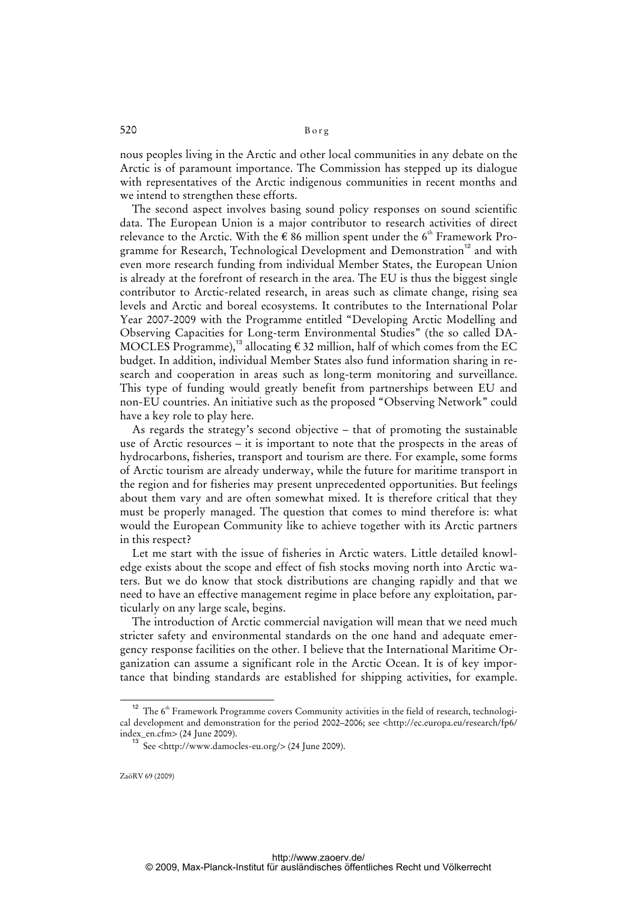nous peoples living in the Arctic and other local communities in any debate on the Arctic is of paramount importance. The Commission has stepped up its dialogue with representatives of the Arctic indigenous communities in recent months and we intend to strengthen these efforts.

The second aspect involves basing sound policy responses on sound scientific data. The European Union is a major contributor to research activities of direct relevance to the Arctic. With the € 86 million spent under the 6th Framework Programme for Research, Technological Development and Demonstration[12] and with even more research funding from individual Member States, the European Union is already at the forefront of research in the area. The EU is thus the biggest single contributor to Arctic-related research, in areas such as climate change, rising sea levels and Arctic and boreal ecosystems. It contributes to the International Polar Year 2007-2009 with the Programme entitled "Developing Arctic Modelling and Observing Capacities for Long-term Environmental Studies" (the so called DAMOCLES Programme),[13] allocating € 32 million, half of which comes from the EC budget. In addition, individual Member States also fund information sharing in research and cooperation in areas such as long-term monitoring and surveillance. This type of funding would greatly benefit from partnerships between EU and non-EU countries. An initiative such as the proposed "Observing Network" could have a key role to play here.

As regards the strategy's second objective – that of promoting the sustainable use of Arctic resources – it is important to note that the prospects in the areas of hydrocarbons, fisheries, transport and tourism are there. For example, some forms of Arctic tourism are already underway, while the future for maritime transport in the region and for fisheries may present unprecedented opportunities. But feelings about them vary and are often somewhat mixed. It is therefore critical that they must be properly managed. The question that comes to mind therefore is: what would the European Community like to achieve together with its Arctic partners in this respect?

Let me start with the issue of fisheries in Arctic waters. Little detailed knowledge exists about the scope and effect of fish stocks moving north into Arctic waters. But we do know that stock distributions are changing rapidly and that we need to have an effective management regime in place before any exploitation, particularly on any large scale, begins.

The introduction of Arctic commercial navigation will mean that we need much stricter safety and environmental standards on the one hand and adequate emergency response facilities on the other. I believe that the International Maritime Organization can assume a significant role in the Arctic Ocean. It is of key importance that binding standards are established for shipping activities, for example.

[12] The 6th Framework Programme covers Community activities in the field of research, technological development and demonstration for the period 2002–2006; see <http://ec.europa.eu/research/fp6/index_en.cfm> (24 June 2009).

[13] See <http://www.damocles-eu.org/> (24 June 2009).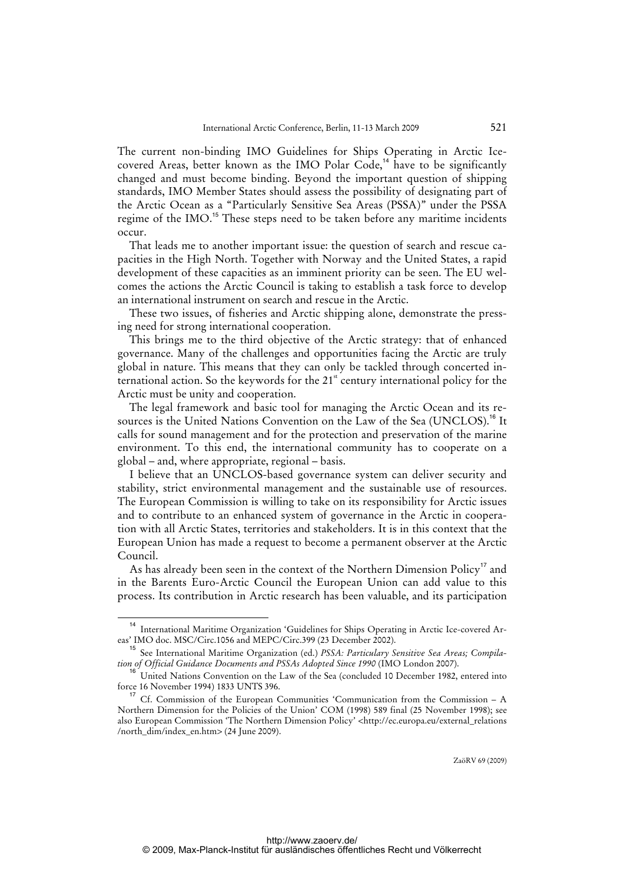The current non-binding IMO Guidelines for Ships Operating in Arctic Ice-covered Areas, better known as the IMO Polar Code,[14] have to be significantly changed and must become binding. Beyond the important question of shipping standards, IMO Member States should assess the possibility of designating part of the Arctic Ocean as a "Particularly Sensitive Sea Areas (PSSA)" under the PSSA regime of the IMO.[15] These steps need to be taken before any maritime incidents occur.

That leads me to another important issue: the question of search and rescue capacities in the High North. Together with Norway and the United States, a rapid development of these capacities as an imminent priority can be seen. The EU welcomes the actions the Arctic Council is taking to establish a task force to develop an international instrument on search and rescue in the Arctic.

These two issues, of fisheries and Arctic shipping alone, demonstrate the pressing need for strong international cooperation.

This brings me to the third objective of the Arctic strategy: that of enhanced governance. Many of the challenges and opportunities facing the Arctic are truly global in nature. This means that they can only be tackled through concerted international action. So the keywords for the 21st century international policy for the Arctic must be unity and cooperation.

The legal framework and basic tool for managing the Arctic Ocean and its resources is the United Nations Convention on the Law of the Sea (UNCLOS).[16] It calls for sound management and for the protection and preservation of the marine environment. To this end, the international community has to cooperate on a global – and, where appropriate, regional – basis.

I believe that an UNCLOS-based governance system can deliver security and stability, strict environmental management and the sustainable use of resources. The European Commission is willing to take on its responsibility for Arctic issues and to contribute to an enhanced system of governance in the Arctic in cooperation with all Arctic States, territories and stakeholders. It is in this context that the European Union has made a request to become a permanent observer at the Arctic Council.

As has already been seen in the context of the Northern Dimension Policy[17] and in the Barents Euro-Arctic Council the European Union can add value to this process. Its contribution in Arctic research has been valuable, and its participation

---

[14] International Maritime Organization 'Guidelines for Ships Operating in Arctic Ice-covered Areas' IMO doc. MSC/Circ.1056 and MEPC/Circ.399 (23 December 2002).

[15] See International Maritime Organization (ed.) *PSSA: Particulary Sensitive Sea Areas; Compilation of Official Guidance Documents and PSSAs Adopted Since 1990* (IMO London 2007).

[16] United Nations Convention on the Law of the Sea (concluded 10 December 1982, entered into force 16 November 1994) 1833 UNTS 396.

[17] Cf. Commission of the European Communities 'Communication from the Commission – A Northern Dimension for the Policies of the Union' COM (1998) 589 final (25 November 1998); see also European Commission 'The Northern Dimension Policy' <http://ec.europa.eu/external_relations/north_dim/index_en.htm> (24 June 2009).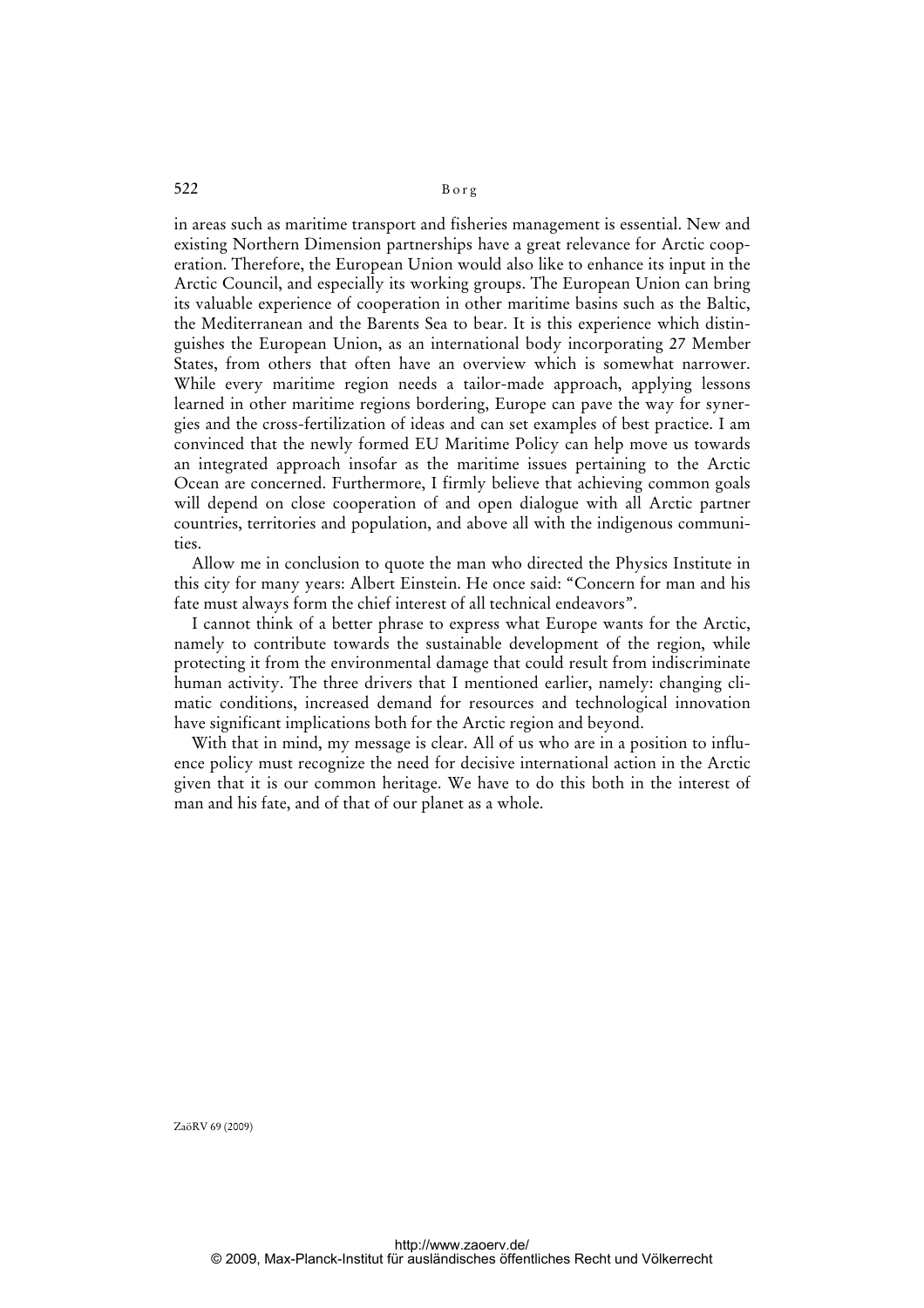in areas such as maritime transport and fisheries management is essential. New and existing Northern Dimension partnerships have a great relevance for Arctic cooperation. Therefore, the European Union would also like to enhance its input in the Arctic Council, and especially its working groups. The European Union can bring its valuable experience of cooperation in other maritime basins such as the Baltic, the Mediterranean and the Barents Sea to bear. It is this experience which distinguishes the European Union, as an international body incorporating 27 Member States, from others that often have an overview which is somewhat narrower. While every maritime region needs a tailor-made approach, applying lessons learned in other maritime regions bordering, Europe can pave the way for synergies and the cross-fertilization of ideas and can set examples of best practice. I am convinced that the newly formed EU Maritime Policy can help move us towards an integrated approach insofar as the maritime issues pertaining to the Arctic Ocean are concerned. Furthermore, I firmly believe that achieving common goals will depend on close cooperation of and open dialogue with all Arctic partner countries, territories and population, and above all with the indigenous communities.

Allow me in conclusion to quote the man who directed the Physics Institute in this city for many years: Albert Einstein. He once said: "Concern for man and his fate must always form the chief interest of all technical endeavors".

I cannot think of a better phrase to express what Europe wants for the Arctic, namely to contribute towards the sustainable development of the region, while protecting it from the environmental damage that could result from indiscriminate human activity. The three drivers that I mentioned earlier, namely: changing climatic conditions, increased demand for resources and technological innovation have significant implications both for the Arctic region and beyond.

With that in mind, my message is clear. All of us who are in a position to influence policy must recognize the need for decisive international action in the Arctic given that it is our common heritage. We have to do this both in the interest of man and his fate, and of that of our planet as a whole.